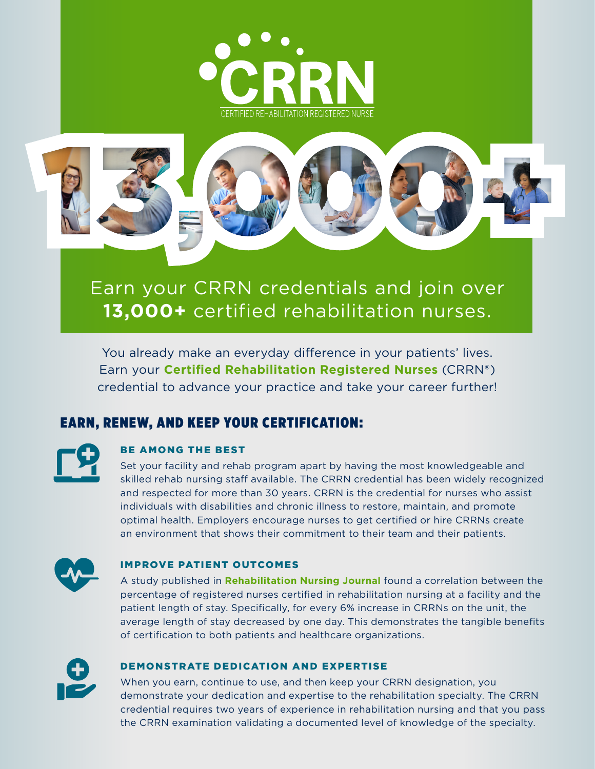# CRRN

CERTIFIED REHABILITATION REGISTERED NURSE

13,000+

Earn your CRRN credentials and join over **13,000+** certified rehabilitation nurses.

You already make an everyday difference in your patients' lives. Earn your **Certified Rehabilitation Registered Nurses** (CRRN®) credential to advance your practice and take your career further!

## EARN, RENEW, AND KEEP YOUR CERTIFICATION:

### BE AMONG THE BEST

Set your facility and rehab program apart by having the most knowledgeable and skilled rehab nursing staff available. The CRRN credential has been widely recognized and respected for more than 30 years. CRRN is the credential for nurses who assist individuals with disabilities and chronic illness to restore, maintain, and promote optimal health. Employers encourage nurses to get certified or hire CRRNs create an environment that shows their commitment to their team and their patients.

### IMPROVE PATIENT OUTCOMES

A study published in **Rehabilitation Nursing Journal** found a correlation between the percentage of registered nurses certified in rehabilitation nursing at a facility and the patient length of stay. Specifically, for every 6% increase in CRRNs on the unit, the average length of stay decreased by one day. This demonstrates the tangible benefits of certification to both patients and healthcare organizations.

### DEMONSTRATE DEDICATION AND EXPERTISE

When you earn, continue to use, and then keep your CRRN designation, you demonstrate your dedication and expertise to the rehabilitation specialty. The CRRN credential requires two years of experience in rehabilitation nursing and that you pass the CRRN examination validating a documented level of knowledge of the specialty.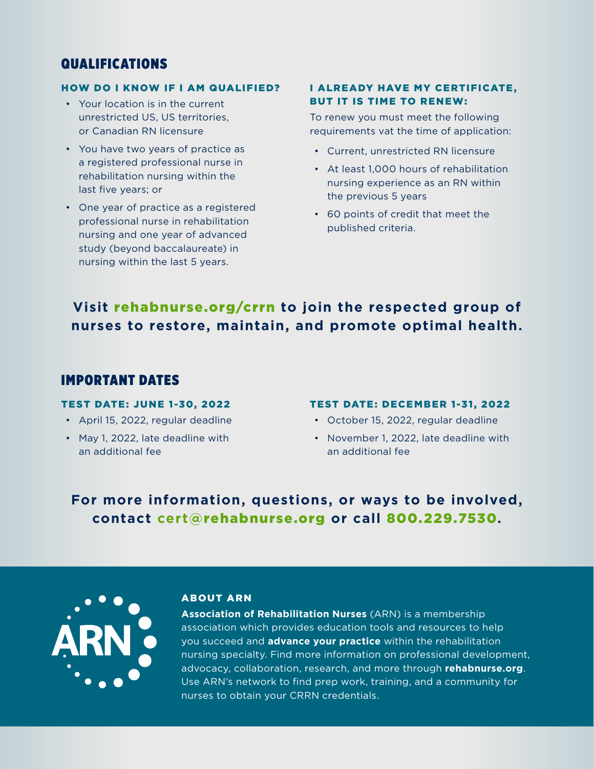## QUALIFICATIONS

### HOW DO I KNOW IF I AM QUALIFIED?

- Your location is in the current unrestricted US, US territories, or Canadian RN licensure
- You have two years of practice as a registered professional nurse in rehabilitation nursing within the last five years; or
- One year of practice as a registered professional nurse in rehabilitation nursing and one year of advanced study (beyond baccalaureate) in nursing within the last 5 years.

### I ALREADY HAVE MY CERTIFICATE, BUT IT IS TIME TO RENEW:

To renew you must meet the following requirements vat the time of application:

- Current, unrestricted RN licensure
- At least 1,000 hours of rehabilitation nursing experience as an RN within the previous 5 years
- 60 points of credit that meet the published criteria.

**Visit rehabnurse.org/crrn to join the respected group of nurses to restore, maintain, and promote optimal health.**

## IMPORTANT DATES

### TEST DATE: JUNE 1-30, 2022

- April 15, 2022, regular deadline
- May 1, 2022, late deadline with an additional fee

### TEST DATE: DECEMBER 1-31, 2022

- October 15, 2022, regular deadline
- November 1, 2022, late deadline with an additional fee

**For more information, questions, or ways to be involved, contact cert@rehabnurse.org or call 800.229.7530.**

ARN

### ABOUT ARN

**Association of Rehabilitation Nurses** (ARN) is a membership association which provides education tools and resources to help you succeed and **advance your practice** within the rehabilitation nursing specialty. Find more information on professional development, advocacy, collaboration, research, and more through **rehabnurse.org**. Use ARN's network to find prep work, training, and a community for nurses to obtain your CRRN credentials.